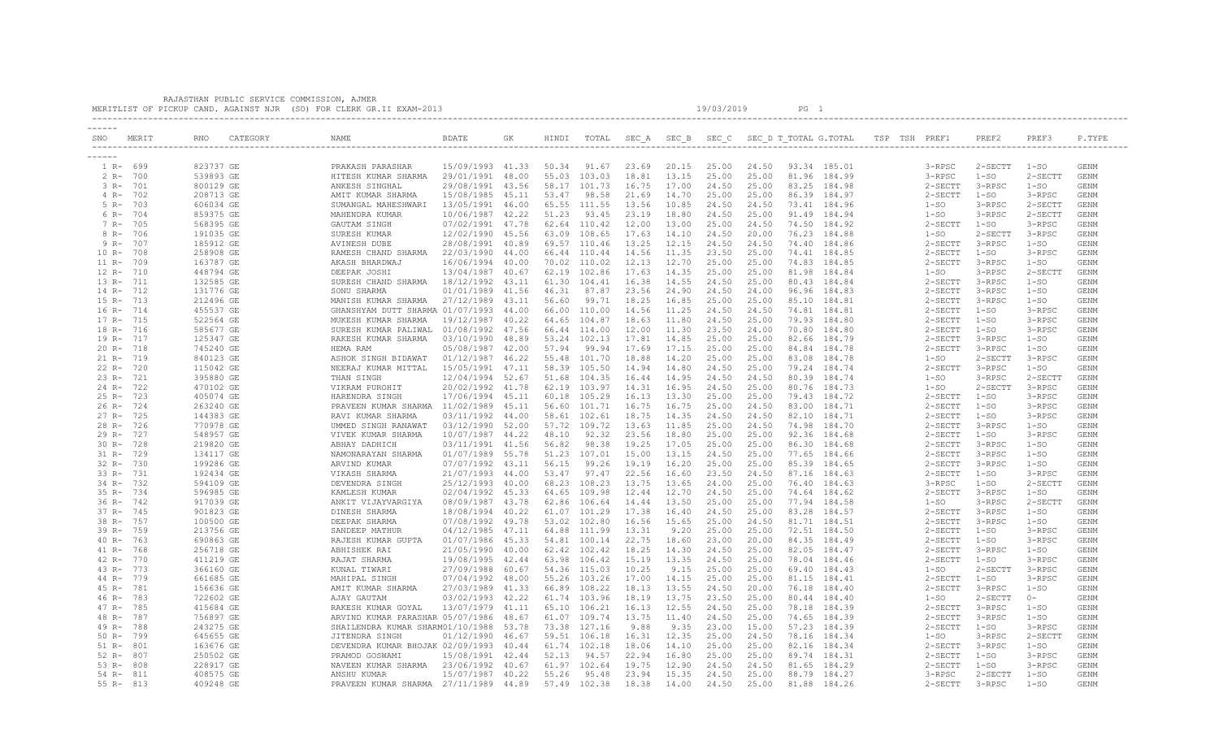RAJASTHAN PUBLIC SERVICE COMMISSION, AJMER

MERITLIST OF PICKUP CAND. AGAINST NJR (SO) FOR CLERK GR.II EXAM-2013 19/03/2019

| SNO | MERIT | RNO | CATEGORY | NAME | BDATE | GK | HINDI | TOTAL | SEC_A | SEC_B | SEC_C | SEC_D | T_TOTAL | G.TOTAL | TSP | TSH | PREF1 | PREF2 | PREF3 | P.TYPE |
|---|---|---|---|---|---|---|---|---|---|---|---|---|---|---|---|---|---|---|---|---|
| 1 | R- 699 | 823737 | GE | PRAKASH PARASHAR | 15/09/1993 | 41.33 | 50.34 | 91.67 | 23.69 | 20.15 | 25.00 | 24.50 | 93.34 | 185.01 | | | 3-RPSC | 2-SECTT | 1-SO | GENM |
| 2 | R- 700 | 539893 | GE | HITESH KUMAR SHARMA | 29/01/1991 | 48.00 | 55.03 | 103.03 | 18.81 | 13.15 | 25.00 | 25.00 | 81.96 | 184.99 | | | 3-RPSC | 1-SO | 2-SECTT | GENM |
| 3 | R- 701 | 800129 | GE | ANKESH SINGHAL | 29/08/1991 | 43.56 | 58.17 | 101.73 | 16.75 | 17.00 | 24.50 | 25.00 | 83.25 | 184.98 | | | 2-SECTT | 3-RPSC | 1-SO | GENM |
| 4 | R- 702 | 208713 | GE | AMIT KUMAR SHARMA | 15/08/1985 | 45.11 | 53.47 | 98.58 | 21.69 | 14.70 | 25.00 | 25.00 | 86.39 | 184.97 | | | 2-SECTT | 1-SO | 3-RPSC | GENM |
| 5 | R- 703 | 606034 | GE | SUMANGAL MAHESHWARI | 13/05/1991 | 46.00 | 65.55 | 111.55 | 13.56 | 10.85 | 24.50 | 24.50 | 73.41 | 184.96 | | | 1-SO | 3-RPSC | 2-SECTT | GENM |
| 6 | R- 704 | 859375 | GE | MAHENDRA KUMAR | 10/06/1987 | 42.22 | 51.23 | 93.45 | 23.19 | 18.80 | 24.50 | 25.00 | 91.49 | 184.94 | | | 1-SO | 3-RPSC | 2-SECTT | GENM |
| 7 | R- 705 | 568395 | GE | GAUTAM SINGH | 07/02/1991 | 47.78 | 62.64 | 110.42 | 12.00 | 13.00 | 25.00 | 24.50 | 74.50 | 184.92 | | | 2-SECTT | 1-SO | 3-RPSC | GENM |
| 8 | R- 706 | 191035 | GE | SURESH KUMAR | 12/02/1990 | 45.56 | 63.09 | 108.65 | 17.63 | 14.10 | 24.50 | 20.00 | 76.23 | 184.88 | | | 1-SO | 2-SECTT | 3-RPSC | GENM |
| 9 | R- 707 | 185912 | GE | AVINESH DUBE | 28/08/1991 | 40.89 | 69.57 | 110.46 | 13.25 | 12.15 | 24.50 | 24.50 | 74.40 | 184.86 | | | 2-SECTT | 3-RPSC | 1-SO | GENM |
| 10 | R- 708 | 258908 | GE | RAMESH CHAND SHARMA | 22/03/1990 | 44.00 | 66.44 | 110.44 | 14.56 | 11.35 | 23.50 | 25.00 | 74.41 | 184.85 | | | 2-SECTT | 1-SO | 3-RPSC | GENM |
| 11 | R- 709 | 163787 | GE | AKASH BHARDWAJ | 16/06/1994 | 40.00 | 70.02 | 110.02 | 12.13 | 12.70 | 25.00 | 25.00 | 74.83 | 184.85 | | | 2-SECTT | 3-RPSC | 1-SO | GENM |
| 12 | R- 710 | 448794 | GE | DEEPAK JOSHI | 13/04/1987 | 40.67 | 62.19 | 102.86 | 17.63 | 14.35 | 25.00 | 25.00 | 81.98 | 184.84 | | | 1-SO | 3-RPSC | 2-SECTT | GENM |
| 13 | R- 711 | 132585 | GE | SURESH CHAND SHARMA | 18/12/1992 | 43.11 | 61.30 | 104.41 | 16.38 | 14.55 | 24.50 | 25.00 | 80.43 | 184.84 | | | 2-SECTT | 3-RPSC | 1-SO | GENM |
| 14 | R- 712 | 131776 | GE | SONU SHARMA | 01/01/1989 | 41.56 | 46.31 | 87.87 | 23.56 | 24.90 | 24.50 | 24.00 | 96.96 | 184.83 | | | 2-SECTT | 3-RPSC | 1-SO | GENM |
| 15 | R- 713 | 212496 | GE | MANISH KUMAR SHARMA | 27/12/1989 | 43.11 | 56.60 | 99.71 | 18.25 | 16.85 | 25.00 | 25.00 | 85.10 | 184.81 | | | 2-SECTT | 3-RPSC | 1-SO | GENM |
| 16 | R- 714 | 455537 | GE | GHANSHYAM DUTT SHARMA | 01/07/1993 | 44.00 | 66.00 | 110.00 | 14.56 | 11.25 | 24.50 | 24.50 | 74.81 | 184.81 | | | 2-SECTT | 1-SO | 3-RPSC | GENM |
| 17 | R- 715 | 522564 | GE | MUKESH KUMAR SHARMA | 19/12/1987 | 40.22 | 64.65 | 104.87 | 18.63 | 11.80 | 24.50 | 25.00 | 79.93 | 184.80 | | | 2-SECTT | 1-SO | 3-RPSC | GENM |
| 18 | R- 716 | 585677 | GE | SURESH KUMAR PALIWAL | 01/08/1992 | 47.56 | 66.44 | 114.00 | 12.00 | 11.30 | 23.50 | 24.00 | 70.80 | 184.80 | | | 2-SECTT | 1-SO | 3-RPSC | GENM |
| 19 | R- 717 | 125347 | GE | RAKESH KUMAR SHARMA | 03/10/1990 | 48.89 | 53.24 | 102.13 | 17.81 | 14.85 | 25.00 | 25.00 | 82.66 | 184.79 | | | 2-SECTT | 3-RPSC | 1-SO | GENM |
| 20 | R- 718 | 745240 | GE | HEMA RAM | 05/08/1987 | 42.00 | 57.94 | 99.94 | 17.69 | 17.15 | 25.00 | 25.00 | 84.84 | 184.78 | | | 2-SECTT | 3-RPSC | 1-SO | GENM |
| 21 | R- 719 | 840123 | GE | ASHOK SINGH BIDAWAT | 01/12/1987 | 46.22 | 55.48 | 101.70 | 18.88 | 14.20 | 25.00 | 25.00 | 83.08 | 184.78 | | | 1-SO | 2-SECTT | 3-RPSC | GENM |
| 22 | R- 720 | 115042 | GE | NEERAJ KUMAR MITTAL | 15/05/1991 | 47.11 | 58.39 | 105.50 | 14.94 | 14.80 | 24.50 | 25.00 | 79.24 | 184.74 | | | 2-SECTT | 3-RPSC | 1-SO | GENM |
| 23 | R- 721 | 395880 | GE | THAN SINGH | 12/04/1994 | 52.67 | 51.68 | 104.35 | 16.44 | 14.95 | 24.50 | 24.50 | 80.39 | 184.74 | | | 1-SO | 3-RPSC | 2-SECTT | GENM |
| 24 | R- 722 | 470102 | GE | VIKRAM PUROHIT | 20/02/1992 | 41.78 | 62.19 | 103.97 | 14.31 | 16.95 | 24.50 | 25.00 | 80.76 | 184.73 | | | 1-SO | 2-SECTT | 3-RPSC | GENM |
| 25 | R- 723 | 405074 | GE | HARENDRA SINGH | 17/06/1994 | 45.11 | 60.18 | 105.29 | 16.13 | 13.30 | 25.00 | 25.00 | 79.43 | 184.72 | | | 2-SECTT | 1-SO | 3-RPSC | GENM |
| 26 | R- 724 | 263240 | GE | PRAVEEN KUMAR SHARMA | 11/02/1989 | 45.11 | 56.60 | 101.71 | 16.75 | 16.75 | 25.00 | 24.50 | 83.00 | 184.71 | | | 2-SECTT | 1-SO | 3-RPSC | GENM |
| 27 | R- 725 | 144383 | GE | RAVI KUMAR SHARMA | 03/11/1992 | 44.00 | 58.61 | 102.61 | 18.75 | 14.35 | 24.50 | 24.50 | 82.10 | 184.71 | | | 2-SECTT | 1-SO | 3-RPSC | GENM |
| 28 | R- 726 | 770978 | GE | UMMED SINGH RANAWAT | 03/12/1990 | 52.00 | 57.72 | 109.72 | 13.63 | 11.85 | 25.00 | 24.50 | 74.98 | 184.70 | | | 2-SECTT | 3-RPSC | 1-SO | GENM |
| 29 | R- 727 | 548957 | GE | VIVEK KUMAR SHARMA | 10/07/1987 | 44.22 | 48.10 | 92.32 | 23.56 | 18.80 | 25.00 | 25.00 | 92.36 | 184.68 | | | 2-SECTT | 1-SO | 3-RPSC | GENM |
| 30 | R- 728 | 219820 | GE | ABHAY DADHICH | 03/11/1991 | 41.56 | 56.82 | 98.38 | 19.25 | 17.05 | 25.00 | 25.00 | 86.30 | 184.68 | | | 2-SECTT | 3-RPSC | 1-SO | GENM |
| 31 | R- 729 | 134117 | GE | NAMONARAYAN SHARMA | 01/07/1989 | 55.78 | 51.23 | 107.01 | 15.00 | 13.15 | 24.50 | 25.00 | 77.65 | 184.66 | | | 2-SECTT | 3-RPSC | 1-SO | GENM |
| 32 | R- 730 | 199286 | GE | ARVIND KUMAR | 07/07/1992 | 43.11 | 56.15 | 99.26 | 19.19 | 16.20 | 25.00 | 25.00 | 85.39 | 184.65 | | | 2-SECTT | 3-RPSC | 1-SO | GENM |
| 33 | R- 731 | 192434 | GE | VIKASH SHARMA | 21/07/1993 | 44.00 | 53.47 | 97.47 | 22.56 | 16.60 | 23.50 | 24.50 | 87.16 | 184.63 | | | 2-SECTT | 1-SO | 3-RPSC | GENM |
| 34 | R- 732 | 594109 | GE | DEVENDRA SINGH | 25/12/1993 | 40.00 | 68.23 | 108.23 | 13.75 | 13.65 | 24.00 | 25.00 | 76.40 | 184.63 | | | 3-RPSC | 1-SO | 2-SECTT | GENM |
| 35 | R- 734 | 596985 | GE | KAMLESH KUMAR | 02/04/1992 | 45.33 | 64.65 | 109.98 | 12.44 | 12.70 | 24.50 | 25.00 | 74.64 | 184.62 | | | 2-SECTT | 3-RPSC | 1-SO | GENM |
| 36 | R- 742 | 917039 | GE | ANKIT VIJAYVARGIYA | 08/09/1987 | 43.78 | 62.86 | 106.64 | 14.44 | 13.50 | 25.00 | 25.00 | 77.94 | 184.58 | | | 1-SO | 3-RPSC | 2-SECTT | GENM |
| 37 | R- 745 | 901823 | GE | DINESH SHARMA | 18/08/1994 | 40.22 | 61.07 | 101.29 | 17.38 | 16.40 | 24.50 | 25.00 | 83.28 | 184.57 | | | 2-SECTT | 3-RPSC | 1-SO | GENM |
| 38 | R- 757 | 100500 | GE | DEEPAK SHARMA | 07/08/1992 | 49.78 | 53.02 | 102.80 | 16.56 | 15.65 | 25.00 | 24.50 | 81.71 | 184.51 | | | 2-SECTT | 3-RPSC | 1-SO | GENM |
| 39 | R- 759 | 213756 | GE | SANDEEP MATHUR | 04/12/1985 | 47.11 | 64.88 | 111.99 | 13.31 | 9.20 | 25.00 | 25.00 | 72.51 | 184.50 | | | 2-SECTT | 1-SO | 3-RPSC | GENM |
| 40 | R- 763 | 690863 | GE | RAJESH KUMAR GUPTA | 01/07/1986 | 45.33 | 54.81 | 100.14 | 22.75 | 18.60 | 23.00 | 20.00 | 84.35 | 184.49 | | | 2-SECTT | 1-SO | 3-RPSC | GENM |
| 41 | R- 768 | 256718 | GE | ABHISHEK RAI | 21/05/1990 | 40.00 | 62.42 | 102.42 | 18.25 | 14.30 | 24.50 | 25.00 | 82.05 | 184.47 | | | 2-SECTT | 3-RPSC | 1-SO | GENM |
| 42 | R- 770 | 411219 | GE | RAJAT SHARMA | 19/08/1995 | 42.44 | 63.98 | 106.42 | 15.19 | 13.35 | 24.50 | 25.00 | 78.04 | 184.46 | | | 2-SECTT | 1-SO | 3-RPSC | GENM |
| 43 | R- 773 | 366160 | GE | KUNAL TIWARI | 27/09/1988 | 60.67 | 54.36 | 115.03 | 10.25 | 9.15 | 25.00 | 25.00 | 69.40 | 184.43 | | | 1-SO | 2-SECTT | 3-RPSC | GENM |
| 44 | R- 779 | 661685 | GE | MAHIPAL SINGH | 07/04/1992 | 48.00 | 55.26 | 103.26 | 17.00 | 14.15 | 25.00 | 25.00 | 81.15 | 184.41 | | | 2-SECTT | 1-SO | 3-RPSC | GENM |
| 45 | R- 781 | 156636 | GE | AMIT KUMAR SHARMA | 27/03/1989 | 41.33 | 66.89 | 108.22 | 18.13 | 13.55 | 24.50 | 20.00 | 76.18 | 184.40 | | | 2-SECTT | 3-RPSC | 1-SO | GENM |
| 46 | R- 783 | 722602 | GE | AJAY GAUTAM | 03/02/1993 | 42.22 | 61.74 | 103.96 | 18.19 | 13.75 | 23.50 | 25.00 | 80.44 | 184.40 | | | 1-SO | 2-SECTT | 0- | GENM |
| 47 | R- 785 | 415684 | GE | RAKESH KUMAR GOYAL | 13/07/1979 | 41.11 | 65.10 | 106.21 | 16.13 | 12.55 | 24.50 | 25.00 | 78.18 | 184.39 | | | 2-SECTT | 3-RPSC | 1-SO | GENM |
| 48 | R- 787 | 756897 | GE | ARVIND KUMAR PARASHAR | 05/07/1986 | 48.67 | 61.07 | 109.74 | 13.75 | 11.40 | 24.50 | 25.00 | 74.65 | 184.39 | | | 2-SECTT | 3-RPSC | 1-SO | GENM |
| 49 | R- 788 | 243275 | GE | SHAILENDRA KUMAR SHARM | 01/10/1988 | 53.78 | 73.38 | 127.16 | 9.88 | 9.35 | 23.00 | 15.00 | 57.23 | 184.39 | | | 2-SECTT | 1-SO | 3-RPSC | GENM |
| 50 | R- 799 | 645655 | GE | JITENDRA SINGH | 01/12/1990 | 46.67 | 59.51 | 106.18 | 16.31 | 12.35 | 25.00 | 24.50 | 78.16 | 184.34 | | | 1-SO | 3-RPSC | 2-SECTT | GENM |
| 51 | R- 801 | 163676 | GE | DEVENDRA KUMAR BHOJAK | 02/09/1993 | 40.44 | 61.74 | 102.18 | 18.06 | 14.10 | 25.00 | 25.00 | 82.16 | 184.34 | | | 2-SECTT | 3-RPSC | 1-SO | GENM |
| 52 | R- 807 | 250502 | GE | PRAMOD GOSWAMI | 15/08/1991 | 42.44 | 52.13 | 94.57 | 22.94 | 16.80 | 25.00 | 25.00 | 89.74 | 184.31 | | | 2-SECTT | 1-SO | 3-RPSC | GENM |
| 53 | R- 808 | 228917 | GE | NAVEEN KUMAR SHARMA | 23/06/1992 | 40.67 | 61.97 | 102.64 | 19.75 | 12.90 | 24.50 | 24.50 | 81.65 | 184.29 | | | 2-SECTT | 1-SO | 3-RPSC | GENM |
| 54 | R- 811 | 408575 | GE | ANSHU KUMAR | 15/07/1987 | 40.22 | 55.26 | 95.48 | 23.94 | 15.35 | 24.50 | 25.00 | 88.79 | 184.27 | | | 3-RPSC | 2-SECTT | 1-SO | GENM |
| 55 | R- 813 | 409248 | GE | PRAVEEN KUMAR SHARMA | 27/11/1989 | 44.89 | 57.49 | 102.38 | 18.38 | 14.00 | 24.50 | 25.00 | 81.88 | 184.26 | | | 2-SECTT | 3-RPSC | 1-SO | GENM |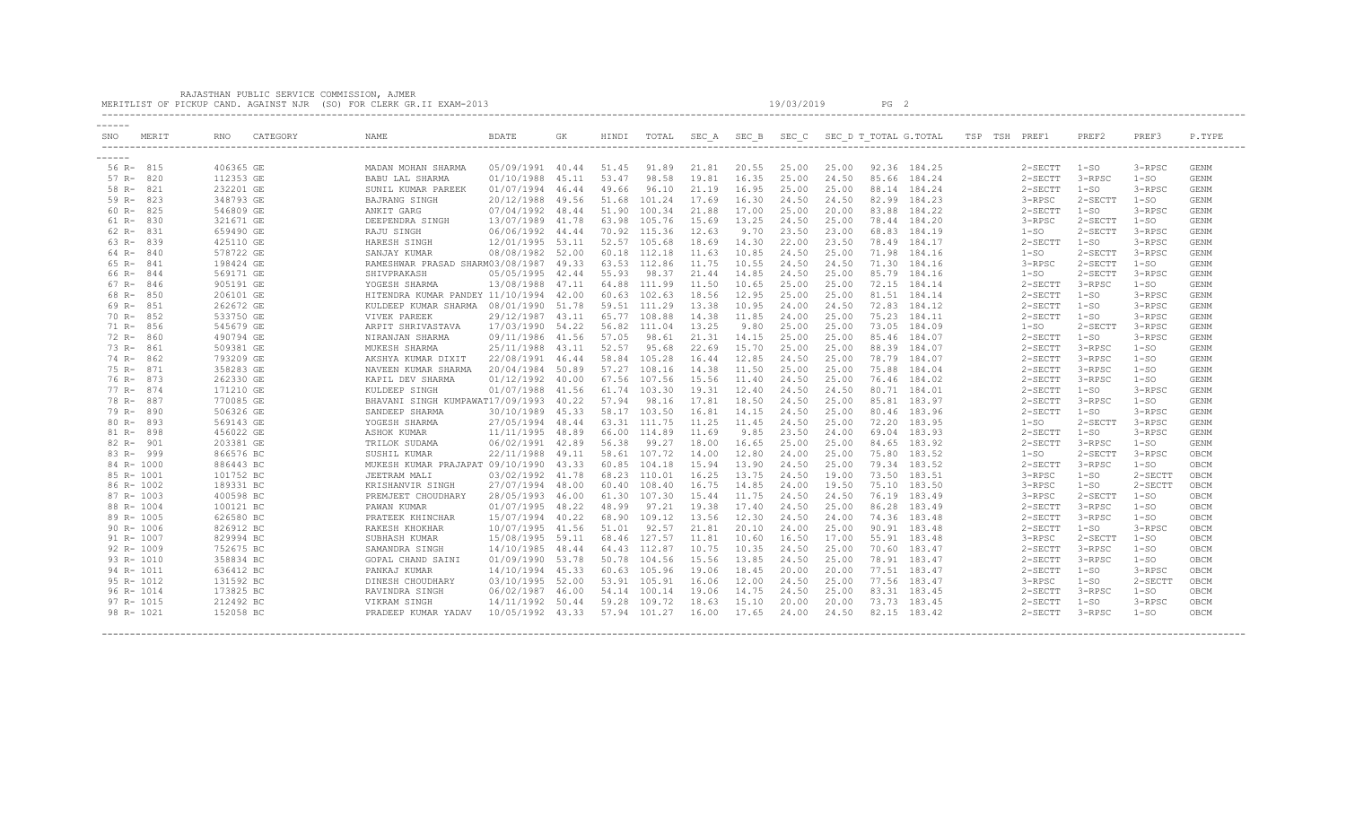RAJASTHAN PUBLIC SERVICE COMMISSION, AJMER
MERITLIST OF PICKUP CAND. AGAINST NJR (SO) FOR CLERK GR.II EXAM-2013

| SNO | MERIT | RNO | CATEGORY | NAME | BDATE | GK | HINDI | TOTAL | SEC_A | SEC_B | SEC_C | SEC_D | T_TOTAL | G.TOTAL | TSP | TSH | PREF1 | PREF2 | PREF3 | P.TYPE |
|---|---|---|---|---|---|---|---|---|---|---|---|---|---|---|---|---|---|---|---|---|
| 56 | R- 815 | 406365 | GE | MADAN MOHAN SHARMA | 05/09/1991 | 40.44 | 51.45 | 91.89 | 21.81 | 20.55 | 25.00 | 25.00 | 92.36 | 184.25 | | | 2-SECTT | 1-SO | 3-RPSC | GENM |
| 57 | R- 820 | 112353 | GE | BABU LAL SHARMA | 01/10/1988 | 45.11 | 53.47 | 98.58 | 19.81 | 16.35 | 25.00 | 24.50 | 85.66 | 184.24 | | | 2-SECTT | 3-RPSC | 1-SO | GENM |
| 58 | R- 821 | 232201 | GE | SUNIL KUMAR PAREEK | 01/07/1994 | 46.44 | 49.66 | 96.10 | 21.19 | 16.95 | 25.00 | 25.00 | 88.14 | 184.24 | | | 2-SECTT | 1-SO | 3-RPSC | GENM |
| 59 | R- 823 | 348793 | GE | BAJRANG SINGH | 20/12/1988 | 49.56 | 51.68 | 101.24 | 17.69 | 16.30 | 24.50 | 24.50 | 82.99 | 184.23 | | | 3-RPSC | 2-SECTT | 1-SO | GENM |
| 60 | R- 825 | 546809 | GE | ANKIT GARG | 07/04/1992 | 48.44 | 51.90 | 100.34 | 21.88 | 17.00 | 25.00 | 20.00 | 83.88 | 184.22 | | | 2-SECTT | 1-SO | 3-RPSC | GENM |
| 61 | R- 830 | 321671 | GE | DEEPENDRA SINGH | 13/07/1989 | 41.78 | 63.98 | 105.76 | 15.69 | 13.25 | 24.50 | 25.00 | 78.44 | 184.20 | | | 3-RPSC | 2-SECTT | 1-SO | GENM |
| 62 | R- 831 | 659490 | GE | RAJU SINGH | 06/06/1992 | 44.44 | 70.92 | 115.36 | 12.63 | 9.70 | 23.50 | 23.00 | 68.83 | 184.19 | | | 1-SO | 2-SECTT | 3-RPSC | GENM |
| 63 | R- 839 | 425110 | GE | HARESH SINGH | 12/01/1995 | 53.11 | 52.57 | 105.68 | 18.69 | 14.30 | 22.00 | 23.50 | 78.49 | 184.17 | | | 2-SECTT | 1-SO | 3-RPSC | GENM |
| 64 | R- 840 | 578722 | GE | SANJAY KUMAR | 08/08/1982 | 52.00 | 60.18 | 112.18 | 11.63 | 10.85 | 24.50 | 25.00 | 71.98 | 184.16 | | | 1-SO | 2-SECTT | 3-RPSC | GENM |
| 65 | R- 841 | 198424 | GE | RAMESHWAR PRASAD SHARM | 03/08/1987 | 49.33 | 63.53 | 112.86 | 11.75 | 10.55 | 24.50 | 24.50 | 71.30 | 184.16 | | | 3-RPSC | 2-SECTT | 1-SO | GENM |
| 66 | R- 844 | 569171 | GE | SHIVPRAKASH | 05/05/1995 | 42.44 | 55.93 | 98.37 | 21.44 | 14.85 | 24.50 | 25.00 | 85.79 | 184.16 | | | 1-SO | 2-SECTT | 3-RPSC | GENM |
| 67 | R- 846 | 905191 | GE | YOGESH SHARMA | 13/08/1988 | 47.11 | 64.88 | 111.99 | 11.50 | 10.65 | 25.00 | 25.00 | 72.15 | 184.14 | | | 2-SECTT | 3-RPSC | 1-SO | GENM |
| 68 | R- 850 | 206101 | GE | HITENDRA KUMAR PANDEY | 11/10/1994 | 42.00 | 60.63 | 102.63 | 18.56 | 12.95 | 25.00 | 25.00 | 81.51 | 184.14 | | | 2-SECTT | 1-SO | 3-RPSC | GENM |
| 69 | R- 851 | 262672 | GE | KULDEEP KUMAR SHARMA | 08/01/1990 | 51.78 | 59.51 | 111.29 | 13.38 | 10.95 | 24.00 | 24.50 | 72.83 | 184.12 | | | 2-SECTT | 1-SO | 3-RPSC | GENM |
| 70 | R- 852 | 533750 | GE | VIVEK PAREEK | 29/12/1987 | 43.11 | 65.77 | 108.88 | 14.38 | 11.85 | 24.00 | 25.00 | 75.23 | 184.11 | | | 2-SECTT | 1-SO | 3-RPSC | GENM |
| 71 | R- 856 | 545679 | GE | ARPIT SHRIVASTAVA | 17/03/1990 | 54.22 | 56.82 | 111.04 | 13.25 | 9.80 | 25.00 | 25.00 | 73.05 | 184.09 | | | 1-SO | 2-SECTT | 3-RPSC | GENM |
| 72 | R- 860 | 490794 | GE | NIRANJAN SHARMA | 09/11/1986 | 41.56 | 57.05 | 98.61 | 21.31 | 14.15 | 25.00 | 25.00 | 85.46 | 184.07 | | | 2-SECTT | 1-SO | 3-RPSC | GENM |
| 73 | R- 861 | 509381 | GE | MUKESH SHARMA | 25/11/1988 | 43.11 | 52.57 | 95.68 | 22.69 | 15.70 | 25.00 | 25.00 | 88.39 | 184.07 | | | 2-SECTT | 3-RPSC | 1-SO | GENM |
| 74 | R- 862 | 793209 | GE | AKSHYA KUMAR DIXIT | 22/08/1991 | 46.44 | 58.84 | 105.28 | 16.44 | 12.85 | 24.50 | 25.00 | 78.79 | 184.07 | | | 2-SECTT | 3-RPSC | 1-SO | GENM |
| 75 | R- 871 | 358283 | GE | NAVEEN KUMAR SHARMA | 20/04/1984 | 50.89 | 57.27 | 108.16 | 14.38 | 11.50 | 25.00 | 25.00 | 75.88 | 184.04 | | | 2-SECTT | 3-RPSC | 1-SO | GENM |
| 76 | R- 873 | 262330 | GE | KAPIL DEV SHARMA | 01/12/1992 | 40.00 | 67.56 | 107.56 | 15.56 | 11.40 | 24.50 | 25.00 | 76.46 | 184.02 | | | 2-SECTT | 3-RPSC | 1-SO | GENM |
| 77 | R- 874 | 171210 | GE | KULDEEP SINGH | 01/07/1988 | 41.56 | 61.74 | 103.30 | 19.31 | 12.40 | 24.50 | 24.50 | 80.71 | 184.01 | | | 2-SECTT | 1-SO | 3-RPSC | GENM |
| 78 | R- 887 | 770085 | GE | BHAVANI SINGH KUMPAWAT | 17/09/1993 | 40.22 | 57.94 | 98.16 | 17.81 | 18.50 | 24.50 | 25.00 | 85.81 | 183.97 | | | 2-SECTT | 3-RPSC | 1-SO | GENM |
| 79 | R- 890 | 506326 | GE | SANDEEP SHARMA | 30/10/1989 | 45.33 | 58.17 | 103.50 | 16.81 | 14.15 | 24.50 | 25.00 | 80.46 | 183.96 | | | 2-SECTT | 1-SO | 3-RPSC | GENM |
| 80 | R- 893 | 569143 | GE | YOGESH SHARMA | 27/05/1994 | 48.44 | 63.31 | 111.75 | 11.25 | 11.45 | 24.50 | 25.00 | 72.20 | 183.95 | | | 1-SO | 2-SECTT | 3-RPSC | GENM |
| 81 | R- 898 | 456022 | GE | ASHOK KUMAR | 11/11/1995 | 48.89 | 66.00 | 114.89 | 11.69 | 9.85 | 23.50 | 24.00 | 69.04 | 183.93 | | | 2-SECTT | 1-SO | 3-RPSC | GENM |
| 82 | R- 901 | 203381 | GE | TRILOK SUDAMA | 06/02/1991 | 42.89 | 56.38 | 99.27 | 18.00 | 16.65 | 25.00 | 25.00 | 84.65 | 183.92 | | | 2-SECTT | 3-RPSC | 1-SO | GENM |
| 83 | R- 999 | 866576 | BC | SUSHIL KUMAR | 22/11/1988 | 49.11 | 58.61 | 107.72 | 14.00 | 12.80 | 24.00 | 25.00 | 75.80 | 183.52 | | | 1-SO | 2-SECTT | 3-RPSC | OBCM |
| 84 | R- 1000 | 886443 | BC | MUKESH KUMAR PRAJAPAT | 09/10/1990 | 43.33 | 60.85 | 104.18 | 15.94 | 13.90 | 24.50 | 25.00 | 79.34 | 183.52 | | | 2-SECTT | 3-RPSC | 1-SO | OBCM |
| 85 | R- 1001 | 101752 | BC | JEETRAM MALI | 03/02/1992 | 41.78 | 68.23 | 110.01 | 16.25 | 13.75 | 24.50 | 19.00 | 73.50 | 183.51 | | | 3-RPSC | 1-SO | 2-SECTT | OBCM |
| 86 | R- 1002 | 189331 | BC | KRISHANVIR SINGH | 27/07/1994 | 48.00 | 60.40 | 108.40 | 16.75 | 14.85 | 24.00 | 19.50 | 75.10 | 183.50 | | | 3-RPSC | 1-SO | 2-SECTT | OBCM |
| 87 | R- 1003 | 400598 | BC | PREMJEET CHOUDHARY | 28/05/1993 | 46.00 | 61.30 | 107.30 | 15.44 | 11.75 | 24.50 | 24.50 | 76.19 | 183.49 | | | 3-RPSC | 2-SECTT | 1-SO | OBCM |
| 88 | R- 1004 | 100121 | BC | PAWAN KUMAR | 01/07/1995 | 48.22 | 48.99 | 97.21 | 19.38 | 17.40 | 24.50 | 25.00 | 86.28 | 183.49 | | | 2-SECTT | 3-RPSC | 1-SO | OBCM |
| 89 | R- 1005 | 626580 | BC | PRATEEK KHINCHAR | 15/07/1994 | 40.22 | 68.90 | 109.12 | 13.56 | 12.30 | 24.50 | 24.00 | 74.36 | 183.48 | | | 2-SECTT | 3-RPSC | 1-SO | OBCM |
| 90 | R- 1006 | 826912 | BC | RAKESH KHOKHAR | 10/07/1995 | 41.56 | 51.01 | 92.57 | 21.81 | 20.10 | 24.00 | 25.00 | 90.91 | 183.48 | | | 2-SECTT | 1-SO | 3-RPSC | OBCM |
| 91 | R- 1007 | 829994 | BC | SUBHASH KUMAR | 15/08/1995 | 59.11 | 68.46 | 127.57 | 11.81 | 10.60 | 16.50 | 17.00 | 55.91 | 183.48 | | | 3-RPSC | 2-SECTT | 1-SO | OBCM |
| 92 | R- 1009 | 752675 | BC | SAMANDRA SINGH | 14/10/1985 | 48.44 | 64.43 | 112.87 | 10.75 | 10.35 | 24.50 | 25.00 | 70.60 | 183.47 | | | 2-SECTT | 3-RPSC | 1-SO | OBCM |
| 93 | R- 1010 | 358834 | BC | GOPAL CHAND SAINI | 01/09/1990 | 53.78 | 50.78 | 104.56 | 15.56 | 13.85 | 24.50 | 25.00 | 78.91 | 183.47 | | | 2-SECTT | 3-RPSC | 1-SO | OBCM |
| 94 | R- 1011 | 636412 | BC | PANKAJ KUMAR | 14/10/1994 | 45.33 | 60.63 | 105.96 | 19.06 | 18.45 | 20.00 | 20.00 | 77.51 | 183.47 | | | 2-SECTT | 1-SO | 3-RPSC | OBCM |
| 95 | R- 1012 | 131592 | BC | DINESH CHOUDHARY | 03/10/1995 | 52.00 | 53.91 | 105.91 | 16.06 | 12.00 | 24.50 | 25.00 | 77.56 | 183.47 | | | 3-RPSC | 1-SO | 2-SECTT | OBCM |
| 96 | R- 1014 | 173825 | BC | RAVINDRA SINGH | 06/02/1987 | 46.00 | 54.14 | 100.14 | 19.06 | 14.75 | 24.50 | 25.00 | 83.31 | 183.45 | | | 2-SECTT | 3-RPSC | 1-SO | OBCM |
| 97 | R- 1015 | 212492 | BC | VIKRAM SINGH | 14/11/1992 | 50.44 | 59.28 | 109.72 | 18.63 | 15.10 | 20.00 | 20.00 | 73.73 | 183.45 | | | 2-SECTT | 1-SO | 3-RPSC | OBCM |
| 98 | R- 1021 | 152058 | BC | PRADEEP KUMAR YADAV | 10/05/1992 | 43.33 | 57.94 | 101.27 | 16.00 | 17.65 | 24.00 | 24.50 | 82.15 | 183.42 | | | 2-SECTT | 3-RPSC | 1-SO | OBCM |